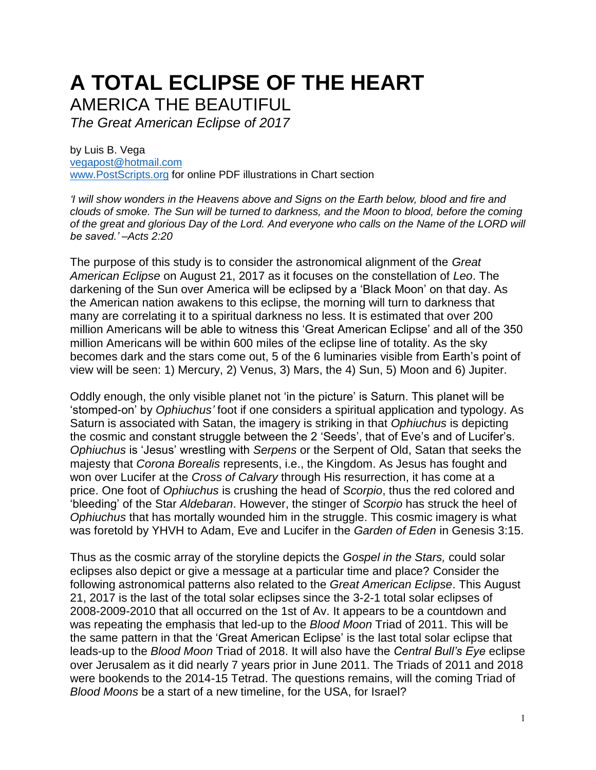# A TOTAL ECLIPSE OF THE HEART

## AMERICA THE BEAUTIFUL

### *The Great American Eclipse of 2017*

by Luis B. Vega
vegapost@hotmail.com
www.PostScripts.org for online PDF illustrations in Chart section

*'I will show wonders in the Heavens above and Signs on the Earth below, blood and fire and clouds of smoke. The Sun will be turned to darkness, and the Moon to blood, before the coming of the great and glorious Day of the Lord. And everyone who calls on the Name of the LORD will be saved.' –Acts 2:20*

The purpose of this study is to consider the astronomical alignment of the *Great American Eclipse* on August 21, 2017 as it focuses on the constellation of *Leo*. The darkening of the Sun over America will be eclipsed by a 'Black Moon' on that day. As the American nation awakens to this eclipse, the morning will turn to darkness that many are correlating it to a spiritual darkness no less. It is estimated that over 200 million Americans will be able to witness this 'Great American Eclipse' and all of the 350 million Americans will be within 600 miles of the eclipse line of totality. As the sky becomes dark and the stars come out, 5 of the 6 luminaries visible from Earth's point of view will be seen: 1) Mercury, 2) Venus, 3) Mars, the 4) Sun, 5) Moon and 6) Jupiter.

Oddly enough, the only visible planet not 'in the picture' is Saturn. This planet will be 'stomped-on' by *Ophiuchus'* foot if one considers a spiritual application and typology. As Saturn is associated with Satan, the imagery is striking in that *Ophiuchus* is depicting the cosmic and constant struggle between the 2 'Seeds', that of Eve's and of Lucifer's. *Ophiuchus* is 'Jesus' wrestling with *Serpens* or the Serpent of Old, Satan that seeks the majesty that *Corona Borealis* represents, i.e., the Kingdom. As Jesus has fought and won over Lucifer at the *Cross of Calvary* through His resurrection, it has come at a price. One foot of *Ophiuchus* is crushing the head of *Scorpio*, thus the red colored and 'bleeding' of the Star *Aldebaran*. However, the stinger of *Scorpio* has struck the heel of *Ophiuchus* that has mortally wounded him in the struggle. This cosmic imagery is what was foretold by YHVH to Adam, Eve and Lucifer in the *Garden of Eden* in Genesis 3:15.

Thus as the cosmic array of the storyline depicts the *Gospel in the Stars,* could solar eclipses also depict or give a message at a particular time and place? Consider the following astronomical patterns also related to the *Great American Eclipse*. This August 21, 2017 is the last of the total solar eclipses since the 3-2-1 total solar eclipses of 2008-2009-2010 that all occurred on the 1st of Av. It appears to be a countdown and was repeating the emphasis that led-up to the *Blood Moon* Triad of 2011. This will be the same pattern in that the 'Great American Eclipse' is the last total solar eclipse that leads-up to the *Blood Moon* Triad of 2018. It will also have the *Central Bull's Eye* eclipse over Jerusalem as it did nearly 7 years prior in June 2011. The Triads of 2011 and 2018 were bookends to the 2014-15 Tetrad. The questions remains, will the coming Triad of *Blood Moons* be a start of a new timeline, for the USA, for Israel?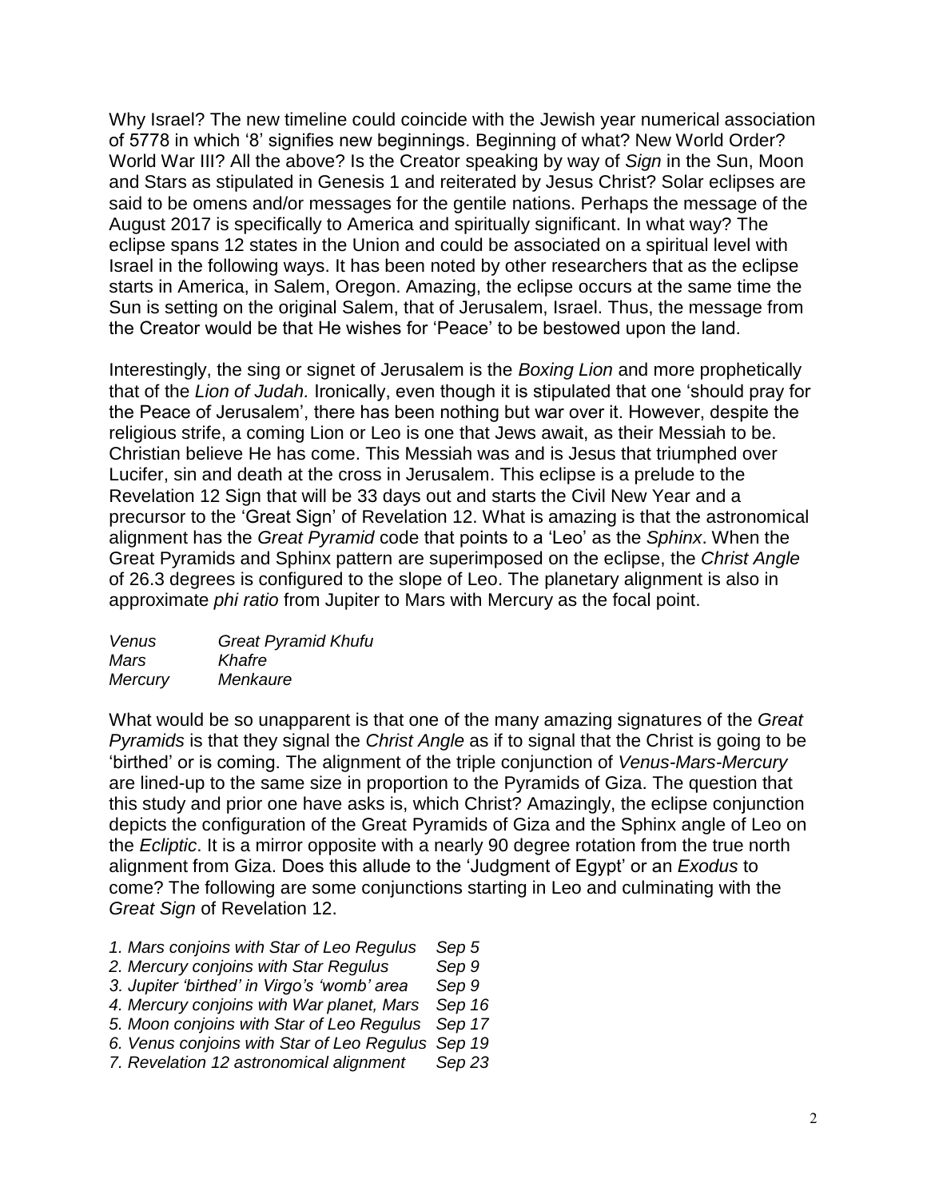Why Israel? The new timeline could coincide with the Jewish year numerical association of 5778 in which '8' signifies new beginnings. Beginning of what? New World Order? World War III? All the above? Is the Creator speaking by way of *Sign* in the Sun, Moon and Stars as stipulated in Genesis 1 and reiterated by Jesus Christ? Solar eclipses are said to be omens and/or messages for the gentile nations. Perhaps the message of the August 2017 is specifically to America and spiritually significant. In what way? The eclipse spans 12 states in the Union and could be associated on a spiritual level with Israel in the following ways. It has been noted by other researchers that as the eclipse starts in America, in Salem, Oregon. Amazing, the eclipse occurs at the same time the Sun is setting on the original Salem, that of Jerusalem, Israel. Thus, the message from the Creator would be that He wishes for 'Peace' to be bestowed upon the land.

Interestingly, the sing or signet of Jerusalem is the *Boxing Lion* and more prophetically that of the *Lion of Judah.* Ironically, even though it is stipulated that one 'should pray for the Peace of Jerusalem', there has been nothing but war over it. However, despite the religious strife, a coming Lion or Leo is one that Jews await, as their Messiah to be. Christian believe He has come. This Messiah was and is Jesus that triumphed over Lucifer, sin and death at the cross in Jerusalem. This eclipse is a prelude to the Revelation 12 Sign that will be 33 days out and starts the Civil New Year and a precursor to the 'Great Sign' of Revelation 12. What is amazing is that the astronomical alignment has the *Great Pyramid* code that points to a 'Leo' as the *Sphinx*. When the Great Pyramids and Sphinx pattern are superimposed on the eclipse, the *Christ Angle* of 26.3 degrees is configured to the slope of Leo. The planetary alignment is also in approximate *phi ratio* from Jupiter to Mars with Mercury as the focal point.

| | |
|---|---|
| *Venus* | *Great Pyramid Khufu* |
| *Mars* | *Khafre* |
| *Mercury* | *Menkaure* |

What would be so unapparent is that one of the many amazing signatures of the *Great Pyramids* is that they signal the *Christ Angle* as if to signal that the Christ is going to be 'birthed' or is coming. The alignment of the triple conjunction of *Venus-Mars-Mercury* are lined-up to the same size in proportion to the Pyramids of Giza. The question that this study and prior one have asks is, which Christ? Amazingly, the eclipse conjunction depicts the configuration of the Great Pyramids of Giza and the Sphinx angle of Leo on the *Ecliptic*. It is a mirror opposite with a nearly 90 degree rotation from the true north alignment from Giza. Does this allude to the 'Judgment of Egypt' or an *Exodus* to come? The following are some conjunctions starting in Leo and culminating with the *Great Sign* of Revelation 12.

| | |
|---|---|
| *1. Mars conjoins with Star of Leo Regulus* | *Sep 5* |
| *2. Mercury conjoins with Star Regulus* | *Sep 9* |
| *3. Jupiter 'birthed' in Virgo's 'womb' area* | *Sep 9* |
| *4. Mercury conjoins with War planet, Mars* | *Sep 16* |
| *5. Moon conjoins with Star of Leo Regulus* | *Sep 17* |
| *6. Venus conjoins with Star of Leo Regulus* | *Sep 19* |
| *7. Revelation 12 astronomical alignment* | *Sep 23* |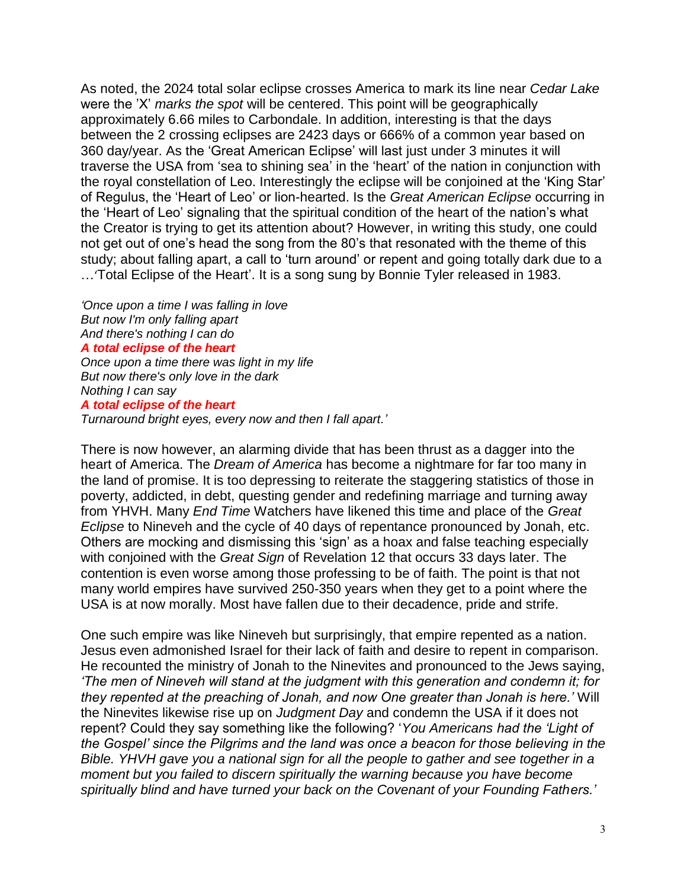As noted, the 2024 total solar eclipse crosses America to mark its line near *Cedar Lake* were the 'X' *marks the spot* will be centered. This point will be geographically approximately 6.66 miles to Carbondale. In addition, interesting is that the days between the 2 crossing eclipses are 2423 days or 666% of a common year based on 360 day/year. As the 'Great American Eclipse' will last just under 3 minutes it will traverse the USA from 'sea to shining sea' in the 'heart' of the nation in conjunction with the royal constellation of Leo. Interestingly the eclipse will be conjoined at the 'King Star' of Regulus, the 'Heart of Leo' or lion-hearted. Is the *Great American Eclipse* occurring in the 'Heart of Leo' signaling that the spiritual condition of the heart of the nation's what the Creator is trying to get its attention about? However, in writing this study, one could not get out of one's head the song from the 80's that resonated with the theme of this study; about falling apart, a call to 'turn around' or repent and going totally dark due to a …'Total Eclipse of the Heart'. It is a song sung by Bonnie Tyler released in 1983.

*'Once upon a time I was falling in love*
*But now I'm only falling apart*
*And there's nothing I can do*
***A total eclipse of the heart***
*Once upon a time there was light in my life*
*But now there's only love in the dark*
*Nothing I can say*
***A total eclipse of the heart***
*Turnaround bright eyes, every now and then I fall apart.'*

There is now however, an alarming divide that has been thrust as a dagger into the heart of America. The *Dream of America* has become a nightmare for far too many in the land of promise. It is too depressing to reiterate the staggering statistics of those in poverty, addicted, in debt, questing gender and redefining marriage and turning away from YHVH. Many *End Time* Watchers have likened this time and place of the *Great Eclipse* to Nineveh and the cycle of 40 days of repentance pronounced by Jonah, etc. Others are mocking and dismissing this 'sign' as a hoax and false teaching especially with conjoined with the *Great Sign* of Revelation 12 that occurs 33 days later. The contention is even worse among those professing to be of faith. The point is that not many world empires have survived 250-350 years when they get to a point where the USA is at now morally. Most have fallen due to their decadence, pride and strife.

One such empire was like Nineveh but surprisingly, that empire repented as a nation. Jesus even admonished Israel for their lack of faith and desire to repent in comparison. He recounted the ministry of Jonah to the Ninevites and pronounced to the Jews saying, *'The men of Nineveh will stand at the judgment with this generation and condemn it; for they repented at the preaching of Jonah, and now One greater than Jonah is here.'* Will the Ninevites likewise rise up on *Judgment Day* and condemn the USA if it does not repent? Could they say something like the following? '*You Americans had the 'Light of the Gospel' since the Pilgrims and the land was once a beacon for those believing in the Bible. YHVH gave you a national sign for all the people to gather and see together in a moment but you failed to discern spiritually the warning because you have become spiritually blind and have turned your back on the Covenant of your Founding Fathers.'*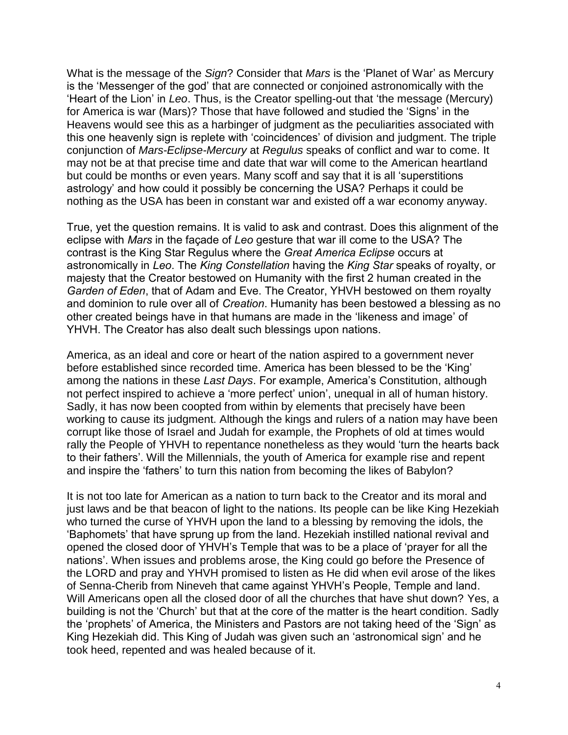What is the message of the *Sign*? Consider that *Mars* is the 'Planet of War' as Mercury is the 'Messenger of the god' that are connected or conjoined astronomically with the 'Heart of the Lion' in *Leo*. Thus, is the Creator spelling-out that 'the message (Mercury) for America is war (Mars)? Those that have followed and studied the 'Signs' in the Heavens would see this as a harbinger of judgment as the peculiarities associated with this one heavenly sign is replete with 'coincidences' of division and judgment. The triple conjunction of *Mars-Eclipse-Mercury* at *Regulus* speaks of conflict and war to come. It may not be at that precise time and date that war will come to the American heartland but could be months or even years. Many scoff and say that it is all 'superstitions astrology' and how could it possibly be concerning the USA? Perhaps it could be nothing as the USA has been in constant war and existed off a war economy anyway.

True, yet the question remains. It is valid to ask and contrast. Does this alignment of the eclipse with *Mars* in the façade of *Leo* gesture that war ill come to the USA? The contrast is the King Star Regulus where the *Great America Eclipse* occurs at astronomically in *Leo*. The *King Constellation* having the *King Star* speaks of royalty, or majesty that the Creator bestowed on Humanity with the first 2 human created in the *Garden of Eden*, that of Adam and Eve. The Creator, YHVH bestowed on them royalty and dominion to rule over all of *Creation*. Humanity has been bestowed a blessing as no other created beings have in that humans are made in the 'likeness and image' of YHVH. The Creator has also dealt such blessings upon nations.

America, as an ideal and core or heart of the nation aspired to a government never before established since recorded time. America has been blessed to be the 'King' among the nations in these *Last Days*. For example, America's Constitution, although not perfect inspired to achieve a 'more perfect' union', unequal in all of human history. Sadly, it has now been coopted from within by elements that precisely have been working to cause its judgment. Although the kings and rulers of a nation may have been corrupt like those of Israel and Judah for example, the Prophets of old at times would rally the People of YHVH to repentance nonetheless as they would 'turn the hearts back to their fathers'. Will the Millennials, the youth of America for example rise and repent and inspire the 'fathers' to turn this nation from becoming the likes of Babylon?

It is not too late for American as a nation to turn back to the Creator and its moral and just laws and be that beacon of light to the nations. Its people can be like King Hezekiah who turned the curse of YHVH upon the land to a blessing by removing the idols, the 'Baphomets' that have sprung up from the land. Hezekiah instilled national revival and opened the closed door of YHVH's Temple that was to be a place of 'prayer for all the nations'. When issues and problems arose, the King could go before the Presence of the LORD and pray and YHVH promised to listen as He did when evil arose of the likes of Senna-Cherib from Nineveh that came against YHVH's People, Temple and land. Will Americans open all the closed door of all the churches that have shut down? Yes, a building is not the 'Church' but that at the core of the matter is the heart condition. Sadly the 'prophets' of America, the Ministers and Pastors are not taking heed of the 'Sign' as King Hezekiah did. This King of Judah was given such an 'astronomical sign' and he took heed, repented and was healed because of it.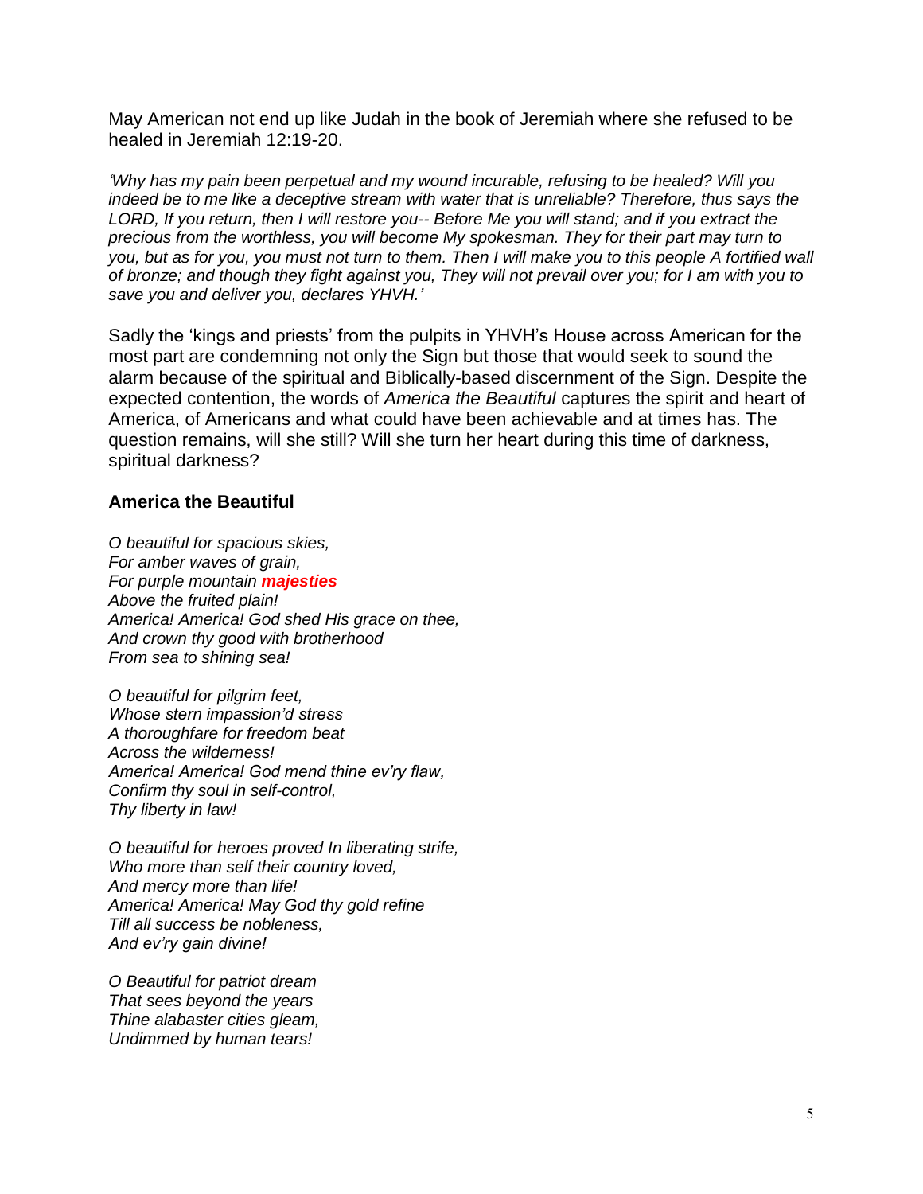May American not end up like Judah in the book of Jeremiah where she refused to be healed in Jeremiah 12:19-20.

*'Why has my pain been perpetual and my wound incurable, refusing to be healed? Will you indeed be to me like a deceptive stream with water that is unreliable? Therefore, thus says the LORD, If you return, then I will restore you-- Before Me you will stand; and if you extract the precious from the worthless, you will become My spokesman. They for their part may turn to you, but as for you, you must not turn to them. Then I will make you to this people A fortified wall of bronze; and though they fight against you, They will not prevail over you; for I am with you to save you and deliver you, declares YHVH.'*

Sadly the 'kings and priests' from the pulpits in YHVH's House across American for the most part are condemning not only the Sign but those that would seek to sound the alarm because of the spiritual and Biblically-based discernment of the Sign. Despite the expected contention, the words of *America the Beautiful* captures the spirit and heart of America, of Americans and what could have been achievable and at times has. The question remains, will she still? Will she turn her heart during this time of darkness, spiritual darkness?

### America the Beautiful

*O beautiful for spacious skies,*
*For amber waves of grain,*
*For purple mountain* ***majesties***
*Above the fruited plain!*
*America! America! God shed His grace on thee,*
*And crown thy good with brotherhood*
*From sea to shining sea!*

*O beautiful for pilgrim feet,*
*Whose stern impassion'd stress*
*A thoroughfare for freedom beat*
*Across the wilderness!*
*America! America! God mend thine ev'ry flaw,*
*Confirm thy soul in self-control,*
*Thy liberty in law!*

*O beautiful for heroes proved In liberating strife,*
*Who more than self their country loved,*
*And mercy more than life!*
*America! America! May God thy gold refine*
*Till all success be nobleness,*
*And ev'ry gain divine!*

*O Beautiful for patriot dream*
*That sees beyond the years*
*Thine alabaster cities gleam,*
*Undimmed by human tears!*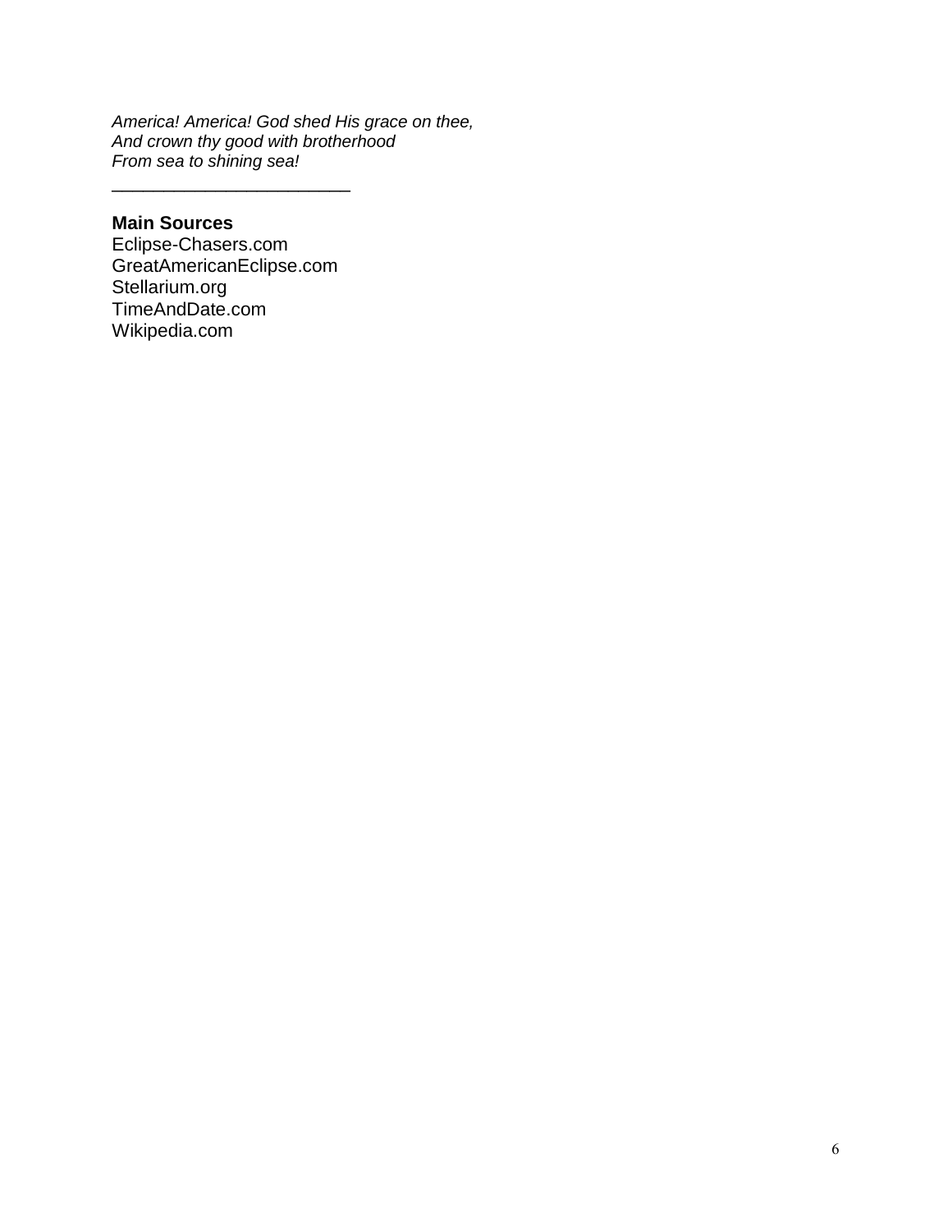*America! America! God shed His grace on thee,*
*And crown thy good with brotherhood*
*From sea to shining sea!*

---

**Main Sources**

Eclipse-Chasers.com
GreatAmericanEclipse.com
Stellarium.org
TimeAndDate.com
Wikipedia.com